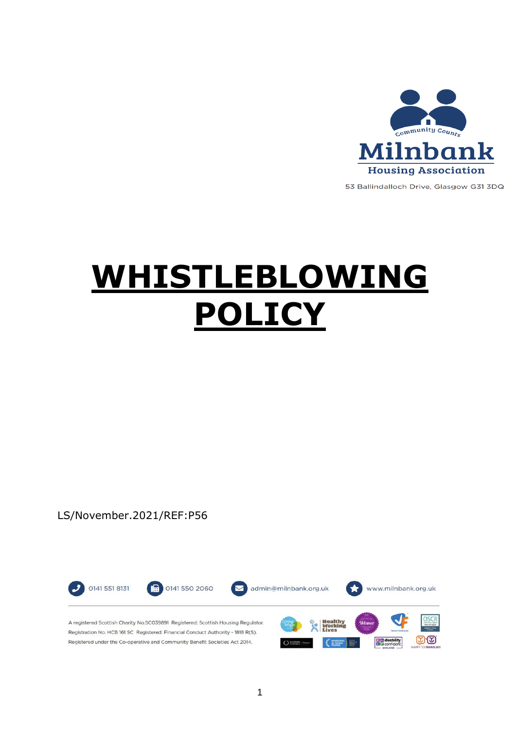Community Counts

**Milnbank**

**Housing Association**

53 Ballindalloch Drive, Glasgow G31 3DQ

# WHISTLEBLOWING POLICY

LS/November.2021/REF:P56

0141 551 8131 0141 550 2060 admin@milnbank.org.uk www.milnbank.org.uk

A registered Scottish Charity No.SC039891 Registered: Scottish Housing Regulator. Registration No. HCB 161 SC Registered: Financial Conduct Authority - 1818 R(S). Registered under the Co-operative and Community Benefit Societies Act 2014.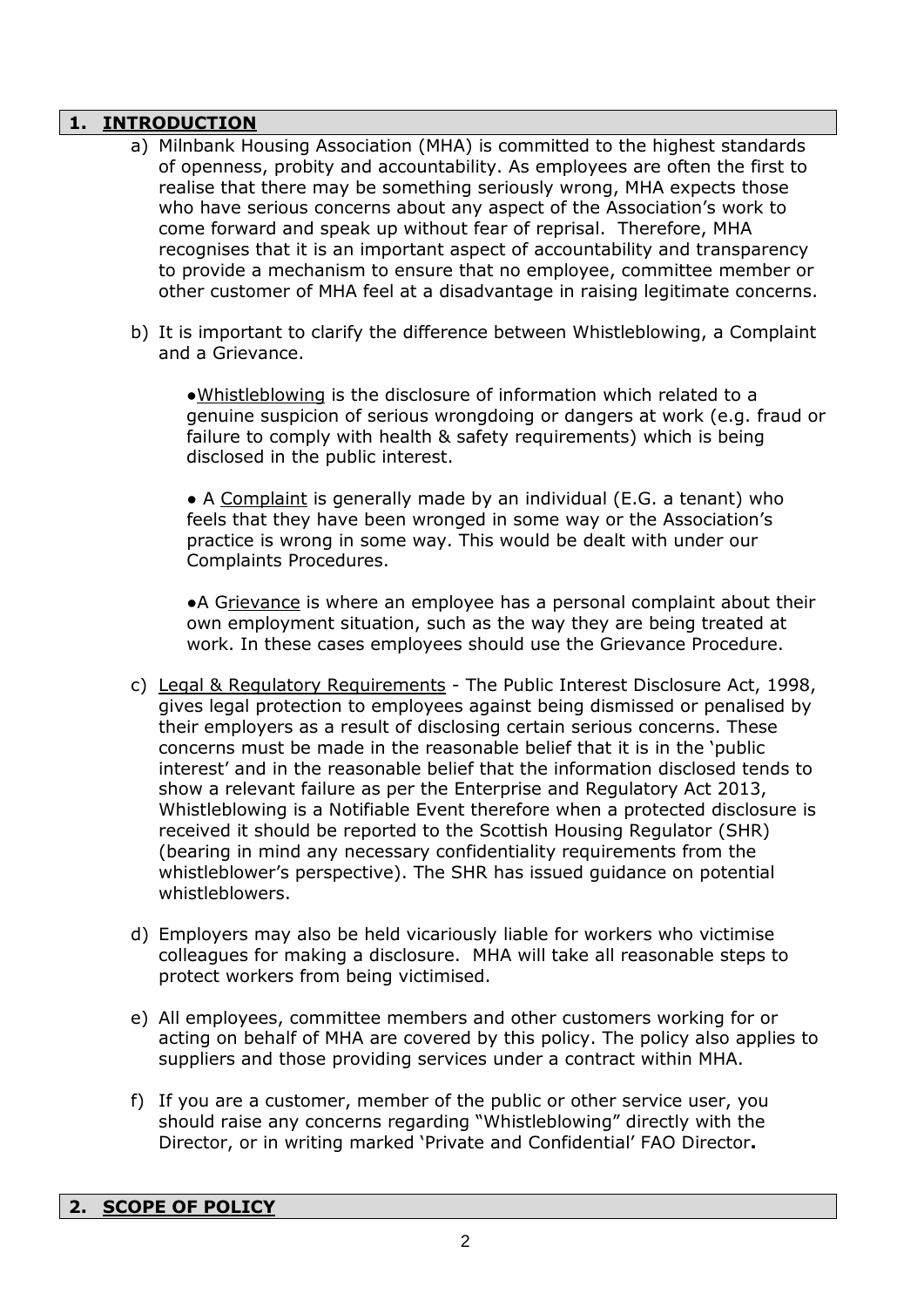## 1. INTRODUCTION

a) Milnbank Housing Association (MHA) is committed to the highest standards of openness, probity and accountability. As employees are often the first to realise that there may be something seriously wrong, MHA expects those who have serious concerns about any aspect of the Association's work to come forward and speak up without fear of reprisal. Therefore, MHA recognises that it is an important aspect of accountability and transparency to provide a mechanism to ensure that no employee, committee member or other customer of MHA feel at a disadvantage in raising legitimate concerns.

b) It is important to clarify the difference between Whistleblowing, a Complaint and a Grievance.

- Whistleblowing is the disclosure of information which related to a genuine suspicion of serious wrongdoing or dangers at work (e.g. fraud or failure to comply with health & safety requirements) which is being disclosed in the public interest.

- A Complaint is generally made by an individual (E.G. a tenant) who feels that they have been wronged in some way or the Association's practice is wrong in some way. This would be dealt with under our Complaints Procedures.

- A Grievance is where an employee has a personal complaint about their own employment situation, such as the way they are being treated at work. In these cases employees should use the Grievance Procedure.

c) Legal & Regulatory Requirements - The Public Interest Disclosure Act, 1998, gives legal protection to employees against being dismissed or penalised by their employers as a result of disclosing certain serious concerns. These concerns must be made in the reasonable belief that it is in the 'public interest' and in the reasonable belief that the information disclosed tends to show a relevant failure as per the Enterprise and Regulatory Act 2013, Whistleblowing is a Notifiable Event therefore when a protected disclosure is received it should be reported to the Scottish Housing Regulator (SHR) (bearing in mind any necessary confidentiality requirements from the whistleblower's perspective). The SHR has issued guidance on potential whistleblowers.

d) Employers may also be held vicariously liable for workers who victimise colleagues for making a disclosure. MHA will take all reasonable steps to protect workers from being victimised.

e) All employees, committee members and other customers working for or acting on behalf of MHA are covered by this policy. The policy also applies to suppliers and those providing services under a contract within MHA.

f) If you are a customer, member of the public or other service user, you should raise any concerns regarding "Whistleblowing" directly with the Director, or in writing marked 'Private and Confidential' FAO Director**.**

## 2. SCOPE OF POLICY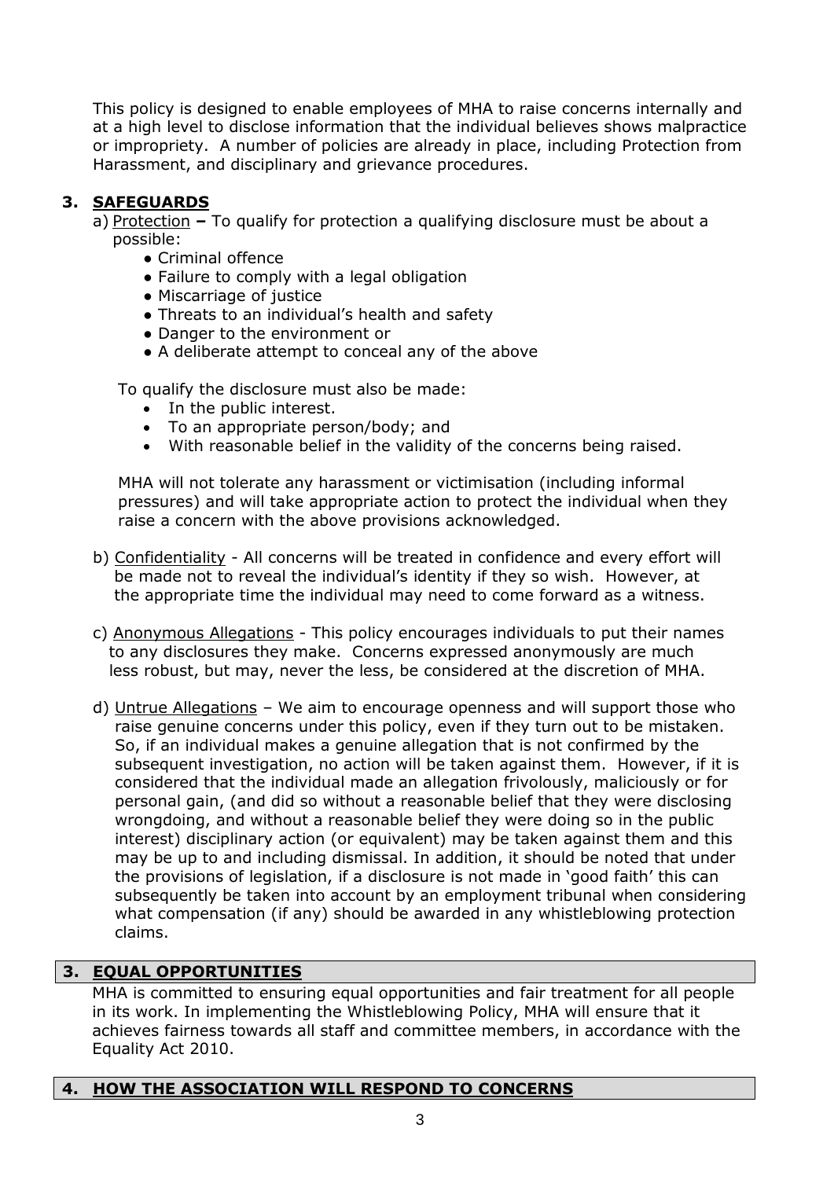This policy is designed to enable employees of MHA to raise concerns internally and at a high level to disclose information that the individual believes shows malpractice or impropriety. A number of policies are already in place, including Protection from Harassment, and disciplinary and grievance procedures.

## 3. SAFEGUARDS

a) Protection **–** To qualify for protection a qualifying disclosure must be about a possible:

- Criminal offence
- Failure to comply with a legal obligation
- Miscarriage of justice
- Threats to an individual's health and safety
- Danger to the environment or
- A deliberate attempt to conceal any of the above

To qualify the disclosure must also be made:

- In the public interest.
- To an appropriate person/body; and
- With reasonable belief in the validity of the concerns being raised.

MHA will not tolerate any harassment or victimisation (including informal pressures) and will take appropriate action to protect the individual when they raise a concern with the above provisions acknowledged.

b) Confidentiality - All concerns will be treated in confidence and every effort will be made not to reveal the individual's identity if they so wish. However, at the appropriate time the individual may need to come forward as a witness.

c) Anonymous Allegations - This policy encourages individuals to put their names to any disclosures they make. Concerns expressed anonymously are much less robust, but may, never the less, be considered at the discretion of MHA.

d) Untrue Allegations – We aim to encourage openness and will support those who raise genuine concerns under this policy, even if they turn out to be mistaken. So, if an individual makes a genuine allegation that is not confirmed by the subsequent investigation, no action will be taken against them. However, if it is considered that the individual made an allegation frivolously, maliciously or for personal gain, (and did so without a reasonable belief that they were disclosing wrongdoing, and without a reasonable belief they were doing so in the public interest) disciplinary action (or equivalent) may be taken against them and this may be up to and including dismissal. In addition, it should be noted that under the provisions of legislation, if a disclosure is not made in 'good faith' this can subsequently be taken into account by an employment tribunal when considering what compensation (if any) should be awarded in any whistleblowing protection claims.

## 3. EQUAL OPPORTUNITIES

MHA is committed to ensuring equal opportunities and fair treatment for all people in its work. In implementing the Whistleblowing Policy, MHA will ensure that it achieves fairness towards all staff and committee members, in accordance with the Equality Act 2010.

## 4. HOW THE ASSOCIATION WILL RESPOND TO CONCERNS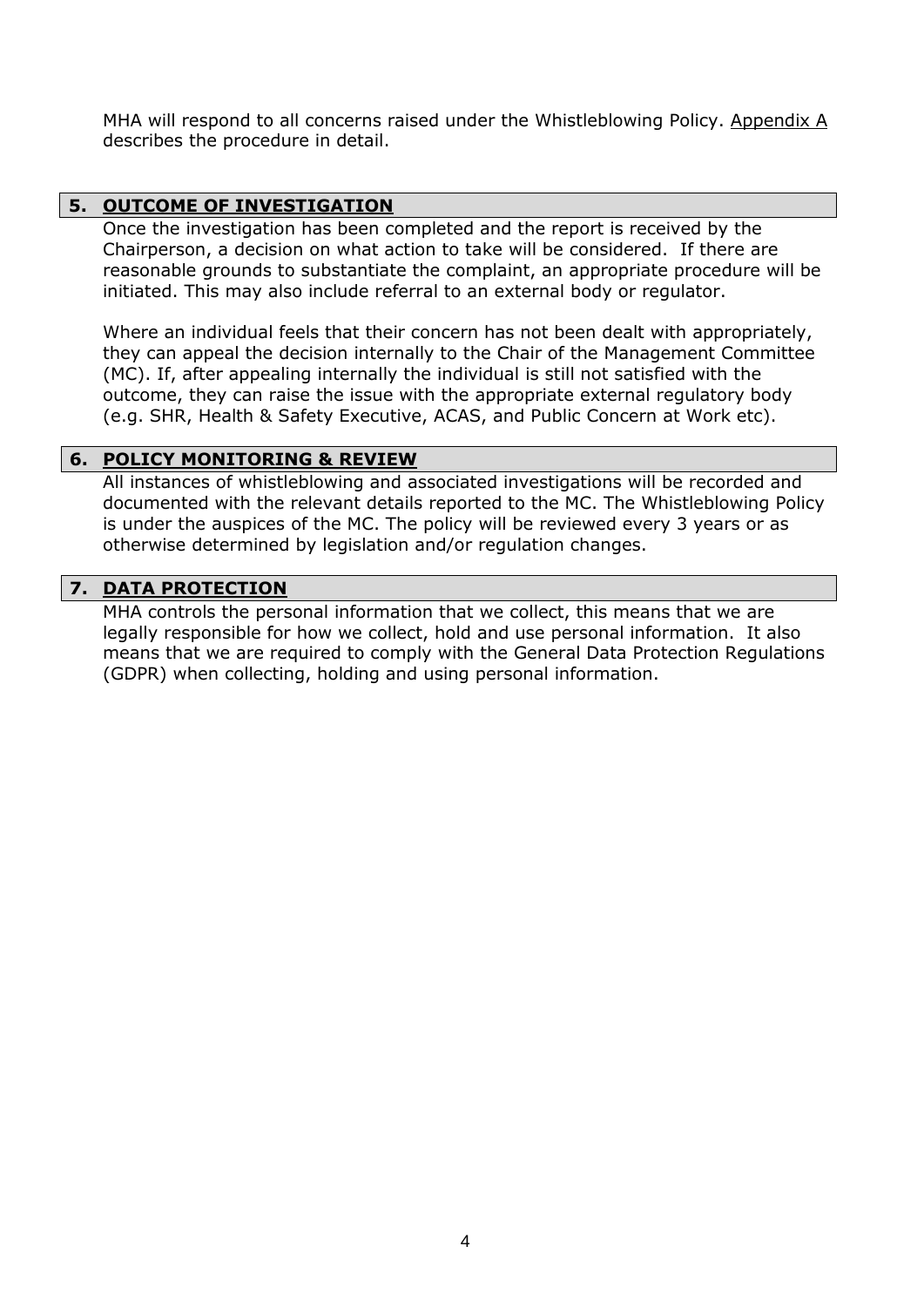MHA will respond to all concerns raised under the Whistleblowing Policy. Appendix A describes the procedure in detail.

## 5. OUTCOME OF INVESTIGATION

Once the investigation has been completed and the report is received by the Chairperson, a decision on what action to take will be considered. If there are reasonable grounds to substantiate the complaint, an appropriate procedure will be initiated. This may also include referral to an external body or regulator.

Where an individual feels that their concern has not been dealt with appropriately, they can appeal the decision internally to the Chair of the Management Committee (MC). If, after appealing internally the individual is still not satisfied with the outcome, they can raise the issue with the appropriate external regulatory body (e.g. SHR, Health & Safety Executive, ACAS, and Public Concern at Work etc).

## 6. POLICY MONITORING & REVIEW

All instances of whistleblowing and associated investigations will be recorded and documented with the relevant details reported to the MC. The Whistleblowing Policy is under the auspices of the MC. The policy will be reviewed every 3 years or as otherwise determined by legislation and/or regulation changes.

## 7. DATA PROTECTION

MHA controls the personal information that we collect, this means that we are legally responsible for how we collect, hold and use personal information. It also means that we are required to comply with the General Data Protection Regulations (GDPR) when collecting, holding and using personal information.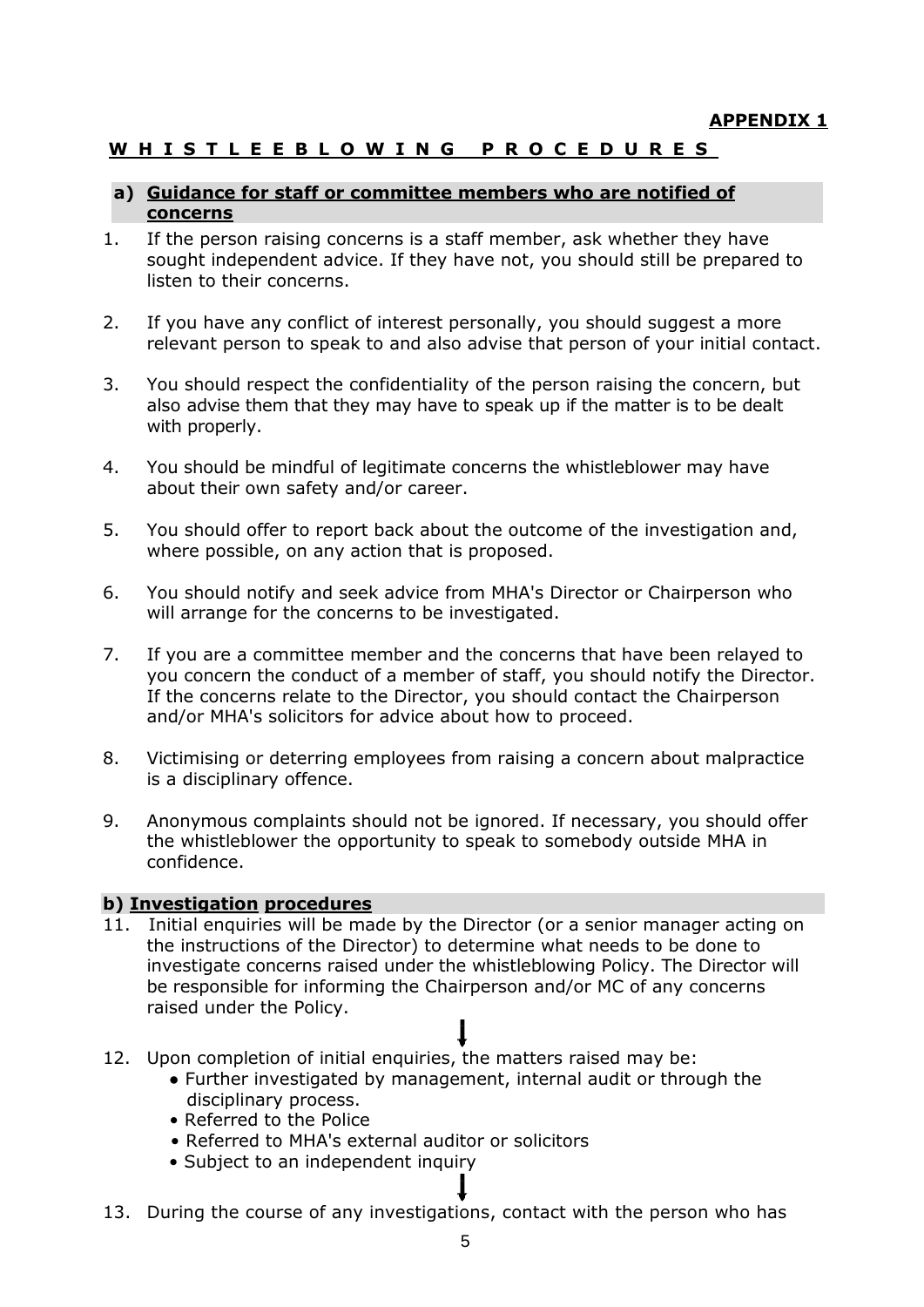**APPENDIX 1**

## WHISTLEEBLOWING PROCEDURES

### a) Guidance for staff or committee members who are notified of concerns

1. If the person raising concerns is a staff member, ask whether they have sought independent advice. If they have not, you should still be prepared to listen to their concerns.

2. If you have any conflict of interest personally, you should suggest a more relevant person to speak to and also advise that person of your initial contact.

3. You should respect the confidentiality of the person raising the concern, but also advise them that they may have to speak up if the matter is to be dealt with properly.

4. You should be mindful of legitimate concerns the whistleblower may have about their own safety and/or career.

5. You should offer to report back about the outcome of the investigation and, where possible, on any action that is proposed.

6. You should notify and seek advice from MHA's Director or Chairperson who will arrange for the concerns to be investigated.

7. If you are a committee member and the concerns that have been relayed to you concern the conduct of a member of staff, you should notify the Director. If the concerns relate to the Director, you should contact the Chairperson and/or MHA's solicitors for advice about how to proceed.

8. Victimising or deterring employees from raising a concern about malpractice is a disciplinary offence.

9. Anonymous complaints should not be ignored. If necessary, you should offer the whistleblower the opportunity to speak to somebody outside MHA in confidence.

### b) Investigation procedures

11. Initial enquiries will be made by the Director (or a senior manager acting on the instructions of the Director) to determine what needs to be done to investigate concerns raised under the whistleblowing Policy. The Director will be responsible for informing the Chairperson and/or MC of any concerns raised under the Policy.

↓

12. Upon completion of initial enquiries, the matters raised may be:
    - Further investigated by management, internal audit or through the disciplinary process.
    - Referred to the Police
    - Referred to MHA's external auditor or solicitors
    - Subject to an independent inquiry

↓

13. During the course of any investigations, contact with the person who has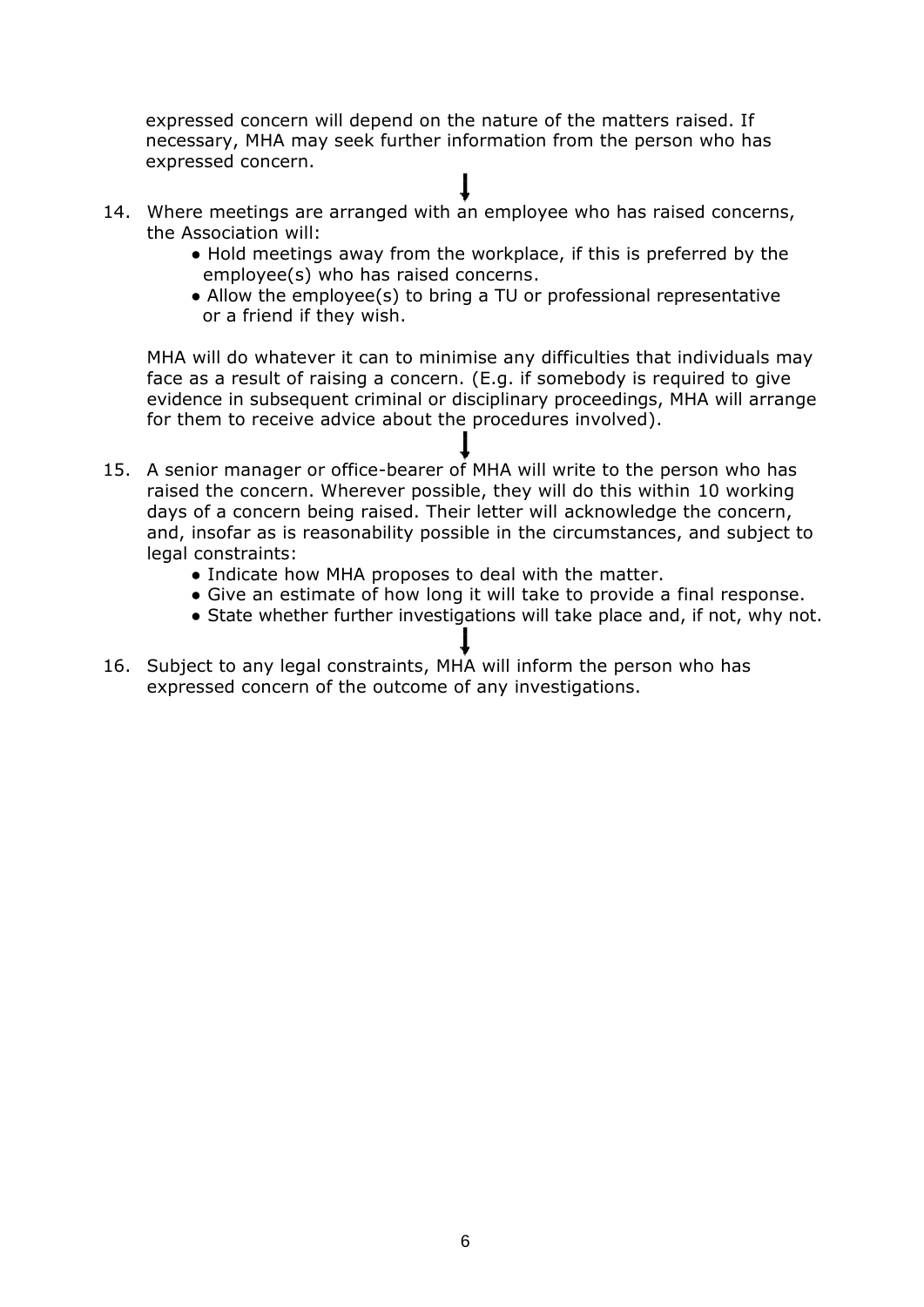expressed concern will depend on the nature of the matters raised. If necessary, MHA may seek further information from the person who has expressed concern.

↓

14. Where meetings are arranged with an employee who has raised concerns, the Association will:
    - Hold meetings away from the workplace, if this is preferred by the employee(s) who has raised concerns.
    - Allow the employee(s) to bring a TU or professional representative or a friend if they wish.

    MHA will do whatever it can to minimise any difficulties that individuals may face as a result of raising a concern. (E.g. if somebody is required to give evidence in subsequent criminal or disciplinary proceedings, MHA will arrange for them to receive advice about the procedures involved).

↓

15. A senior manager or office-bearer of MHA will write to the person who has raised the concern. Wherever possible, they will do this within 10 working days of a concern being raised. Their letter will acknowledge the concern, and, insofar as is reasonability possible in the circumstances, and subject to legal constraints:
    - Indicate how MHA proposes to deal with the matter.
    - Give an estimate of how long it will take to provide a final response.
    - State whether further investigations will take place and, if not, why not.

↓

16. Subject to any legal constraints, MHA will inform the person who has expressed concern of the outcome of any investigations.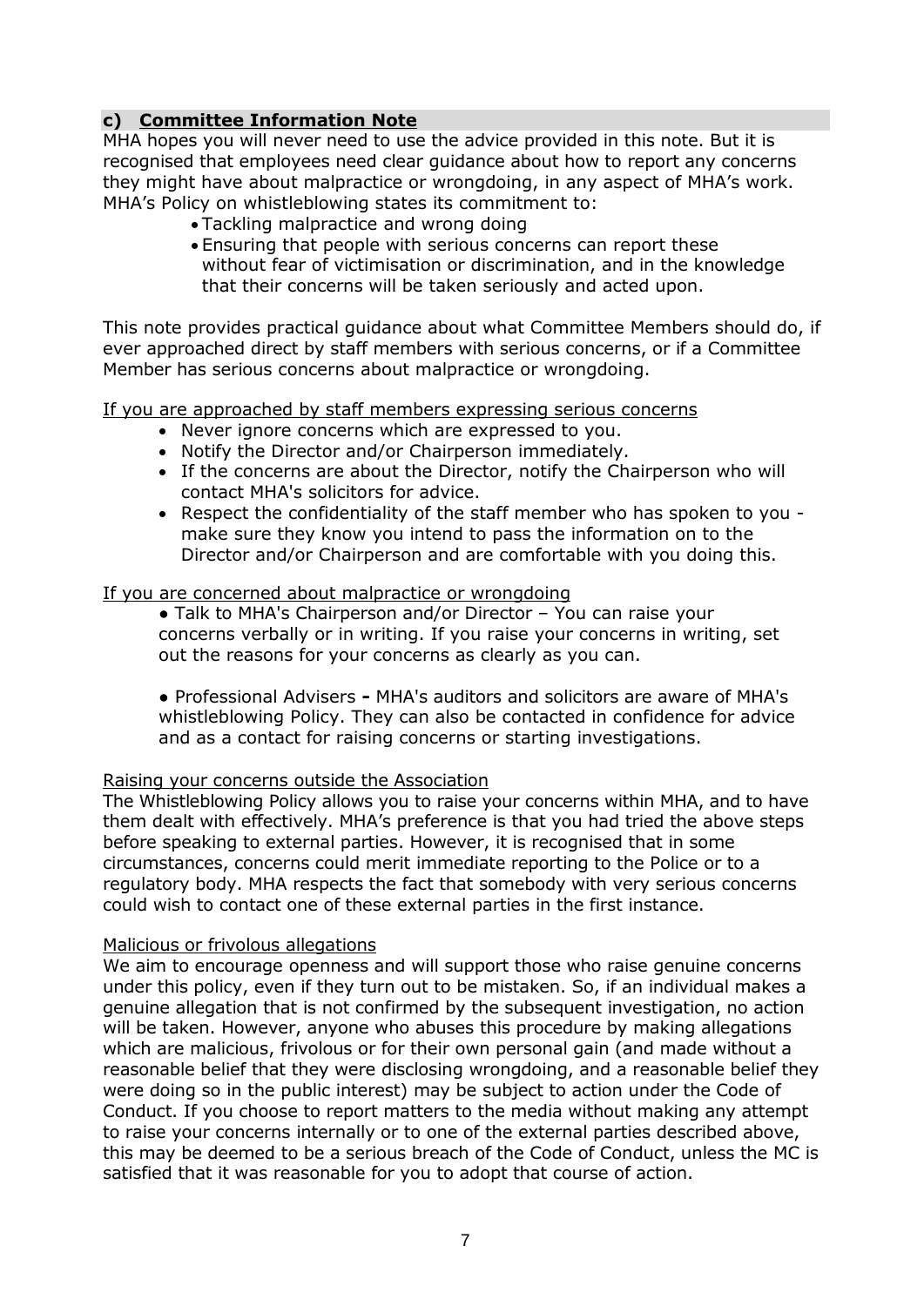## c) Committee Information Note

MHA hopes you will never need to use the advice provided in this note. But it is recognised that employees need clear guidance about how to report any concerns they might have about malpractice or wrongdoing, in any aspect of MHA's work. MHA's Policy on whistleblowing states its commitment to:

- Tackling malpractice and wrong doing
- Ensuring that people with serious concerns can report these without fear of victimisation or discrimination, and in the knowledge that their concerns will be taken seriously and acted upon.

This note provides practical guidance about what Committee Members should do, if ever approached direct by staff members with serious concerns, or if a Committee Member has serious concerns about malpractice or wrongdoing.

<u>If you are approached by staff members expressing serious concerns</u>

- Never ignore concerns which are expressed to you.
- Notify the Director and/or Chairperson immediately.
- If the concerns are about the Director, notify the Chairperson who will contact MHA's solicitors for advice.
- Respect the confidentiality of the staff member who has spoken to you - make sure they know you intend to pass the information on to the Director and/or Chairperson and are comfortable with you doing this.

<u>If you are concerned about malpractice or wrongdoing</u>

- Talk to MHA's Chairperson and/or Director – You can raise your concerns verbally or in writing. If you raise your concerns in writing, set out the reasons for your concerns as clearly as you can.
- Professional Advisers **-** MHA's auditors and solicitors are aware of MHA's whistleblowing Policy. They can also be contacted in confidence for advice and as a contact for raising concerns or starting investigations.

<u>Raising your concerns outside the Association</u>

The Whistleblowing Policy allows you to raise your concerns within MHA, and to have them dealt with effectively. MHA's preference is that you had tried the above steps before speaking to external parties. However, it is recognised that in some circumstances, concerns could merit immediate reporting to the Police or to a regulatory body. MHA respects the fact that somebody with very serious concerns could wish to contact one of these external parties in the first instance.

<u>Malicious or frivolous allegations</u>

We aim to encourage openness and will support those who raise genuine concerns under this policy, even if they turn out to be mistaken. So, if an individual makes a genuine allegation that is not confirmed by the subsequent investigation, no action will be taken. However, anyone who abuses this procedure by making allegations which are malicious, frivolous or for their own personal gain (and made without a reasonable belief that they were disclosing wrongdoing, and a reasonable belief they were doing so in the public interest) may be subject to action under the Code of Conduct. If you choose to report matters to the media without making any attempt to raise your concerns internally or to one of the external parties described above, this may be deemed to be a serious breach of the Code of Conduct, unless the MC is satisfied that it was reasonable for you to adopt that course of action.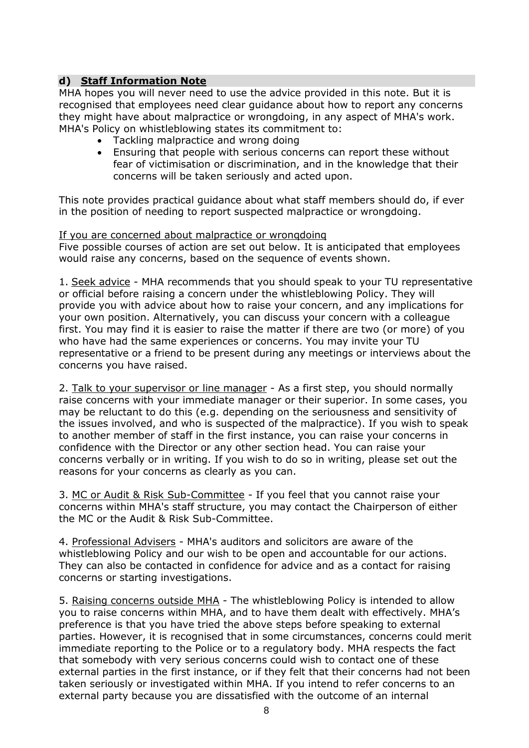## d) **Staff Information Note**

MHA hopes you will never need to use the advice provided in this note. But it is recognised that employees need clear guidance about how to report any concerns they might have about malpractice or wrongdoing, in any aspect of MHA's work. MHA's Policy on whistleblowing states its commitment to:

- Tackling malpractice and wrong doing
- Ensuring that people with serious concerns can report these without fear of victimisation or discrimination, and in the knowledge that their concerns will be taken seriously and acted upon.

This note provides practical guidance about what staff members should do, if ever in the position of needing to report suspected malpractice or wrongdoing.

If you are concerned about malpractice or wrongdoing

Five possible courses of action are set out below. It is anticipated that employees would raise any concerns, based on the sequence of events shown.

1. Seek advice - MHA recommends that you should speak to your TU representative or official before raising a concern under the whistleblowing Policy. They will provide you with advice about how to raise your concern, and any implications for your own position. Alternatively, you can discuss your concern with a colleague first. You may find it is easier to raise the matter if there are two (or more) of you who have had the same experiences or concerns. You may invite your TU representative or a friend to be present during any meetings or interviews about the concerns you have raised.

2. Talk to your supervisor or line manager - As a first step, you should normally raise concerns with your immediate manager or their superior. In some cases, you may be reluctant to do this (e.g. depending on the seriousness and sensitivity of the issues involved, and who is suspected of the malpractice). If you wish to speak to another member of staff in the first instance, you can raise your concerns in confidence with the Director or any other section head. You can raise your concerns verbally or in writing. If you wish to do so in writing, please set out the reasons for your concerns as clearly as you can.

3. MC or Audit & Risk Sub-Committee - If you feel that you cannot raise your concerns within MHA's staff structure, you may contact the Chairperson of either the MC or the Audit & Risk Sub-Committee.

4. Professional Advisers - MHA's auditors and solicitors are aware of the whistleblowing Policy and our wish to be open and accountable for our actions. They can also be contacted in confidence for advice and as a contact for raising concerns or starting investigations.

5. Raising concerns outside MHA - The whistleblowing Policy is intended to allow you to raise concerns within MHA, and to have them dealt with effectively. MHA's preference is that you have tried the above steps before speaking to external parties. However, it is recognised that in some circumstances, concerns could merit immediate reporting to the Police or to a regulatory body. MHA respects the fact that somebody with very serious concerns could wish to contact one of these external parties in the first instance, or if they felt that their concerns had not been taken seriously or investigated within MHA. If you intend to refer concerns to an external party because you are dissatisfied with the outcome of an internal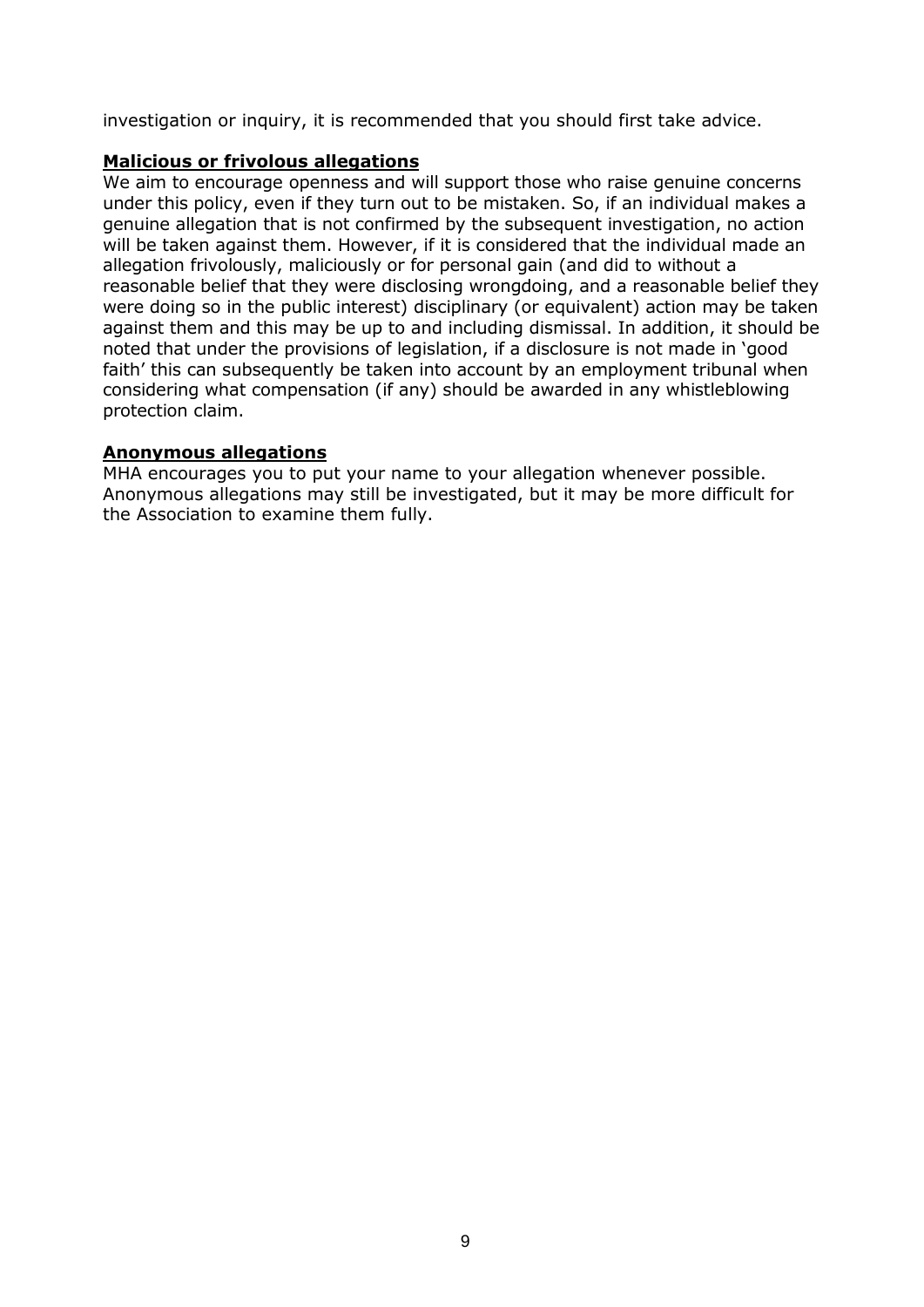investigation or inquiry, it is recommended that you should first take advice.

## Malicious or frivolous allegations

We aim to encourage openness and will support those who raise genuine concerns under this policy, even if they turn out to be mistaken. So, if an individual makes a genuine allegation that is not confirmed by the subsequent investigation, no action will be taken against them. However, if it is considered that the individual made an allegation frivolously, maliciously or for personal gain (and did to without a reasonable belief that they were disclosing wrongdoing, and a reasonable belief they were doing so in the public interest) disciplinary (or equivalent) action may be taken against them and this may be up to and including dismissal. In addition, it should be noted that under the provisions of legislation, if a disclosure is not made in 'good faith' this can subsequently be taken into account by an employment tribunal when considering what compensation (if any) should be awarded in any whistleblowing protection claim.

## Anonymous allegations

MHA encourages you to put your name to your allegation whenever possible. Anonymous allegations may still be investigated, but it may be more difficult for the Association to examine them fully.